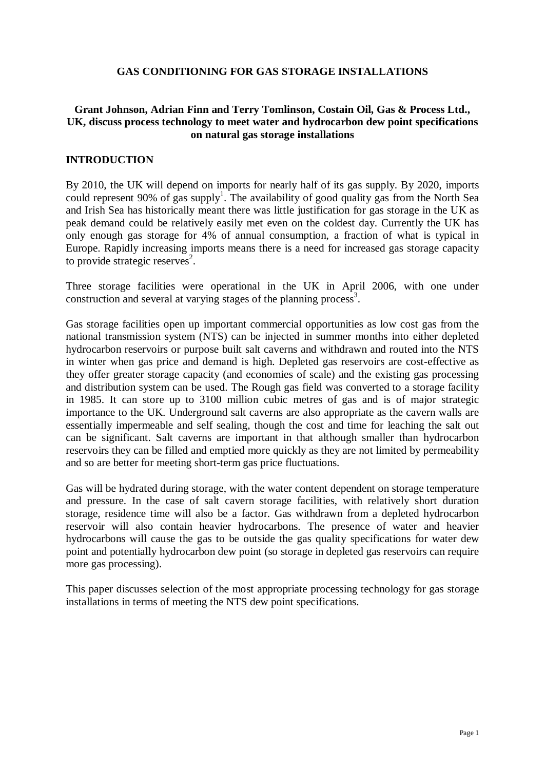# GAS CONDITIONING FOR GAS STORAGE INSTALLATIONS

**Grant Johnson, Adrian Finn and Terry Tomlinson, Costain Oil, Gas & Process Ltd., UK, discuss process technology to meet water and hydrocarbon dew point specifications on natural gas storage installations**

## INTRODUCTION

By 2010, the UK will depend on imports for nearly half of its gas supply. By 2020, imports could represent 90% of gas supply[1]. The availability of good quality gas from the North Sea and Irish Sea has historically meant there was little justification for gas storage in the UK as peak demand could be relatively easily met even on the coldest day. Currently the UK has only enough gas storage for 4% of annual consumption, a fraction of what is typical in Europe. Rapidly increasing imports means there is a need for increased gas storage capacity to provide strategic reserves[2].

Three storage facilities were operational in the UK in April 2006, with one under construction and several at varying stages of the planning process[3].

Gas storage facilities open up important commercial opportunities as low cost gas from the national transmission system (NTS) can be injected in summer months into either depleted hydrocarbon reservoirs or purpose built salt caverns and withdrawn and routed into the NTS in winter when gas price and demand is high. Depleted gas reservoirs are cost-effective as they offer greater storage capacity (and economies of scale) and the existing gas processing and distribution system can be used. The Rough gas field was converted to a storage facility in 1985. It can store up to 3100 million cubic metres of gas and is of major strategic importance to the UK. Underground salt caverns are also appropriate as the cavern walls are essentially impermeable and self sealing, though the cost and time for leaching the salt out can be significant. Salt caverns are important in that although smaller than hydrocarbon reservoirs they can be filled and emptied more quickly as they are not limited by permeability and so are better for meeting short-term gas price fluctuations.

Gas will be hydrated during storage, with the water content dependent on storage temperature and pressure. In the case of salt cavern storage facilities, with relatively short duration storage, residence time will also be a factor. Gas withdrawn from a depleted hydrocarbon reservoir will also contain heavier hydrocarbons. The presence of water and heavier hydrocarbons will cause the gas to be outside the gas quality specifications for water dew point and potentially hydrocarbon dew point (so storage in depleted gas reservoirs can require more gas processing).

This paper discusses selection of the most appropriate processing technology for gas storage installations in terms of meeting the NTS dew point specifications.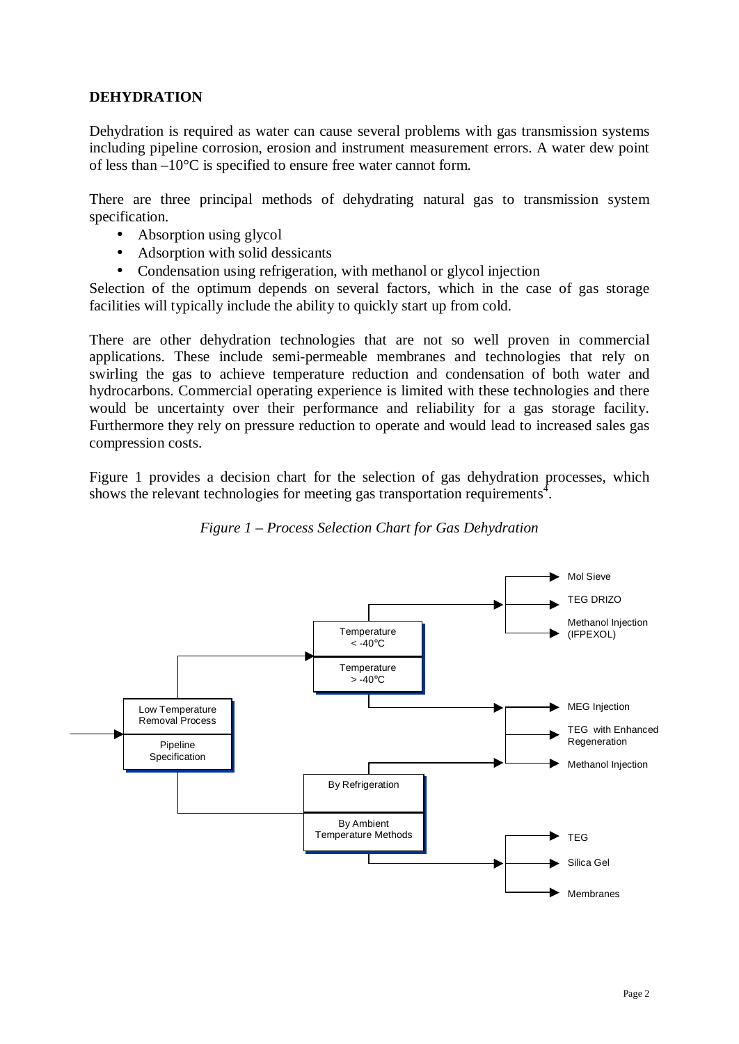## DEHYDRATION

Dehydration is required as water can cause several problems with gas transmission systems including pipeline corrosion, erosion and instrument measurement errors. A water dew point of less than –10°C is specified to ensure free water cannot form.

There are three principal methods of dehydrating natural gas to transmission system specification.

- Absorption using glycol
- Adsorption with solid dessicants
- Condensation using refrigeration, with methanol or glycol injection

Selection of the optimum depends on several factors, which in the case of gas storage facilities will typically include the ability to quickly start up from cold.

There are other dehydration technologies that are not so well proven in commercial applications. These include semi-permeable membranes and technologies that rely on swirling the gas to achieve temperature reduction and condensation of both water and hydrocarbons. Commercial operating experience is limited with these technologies and there would be uncertainty over their performance and reliability for a gas storage facility. Furthermore they rely on pressure reduction to operate and would lead to increased sales gas compression costs.

Figure 1 provides a decision chart for the selection of gas dehydration processes, which shows the relevant technologies for meeting gas transportation requirements[4].

*Figure 1 – Process Selection Chart for Gas Dehydration*

- Low Temperature Removal Process
  - Temperature < -40°C
    - Mol Sieve
    - TEG DRIZO
    - Methanol Injection (IFPEXOL)
  - Temperature > -40°C
    - MEG Injection
    - TEG with Enhanced Regeneration
    - Methanol Injection
- Pipeline Specification
  - By Refrigeration
    - MEG Injection
    - TEG with Enhanced Regeneration
    - Methanol Injection
  - By Ambient Temperature Methods
    - TEG
    - Silica Gel
    - Membranes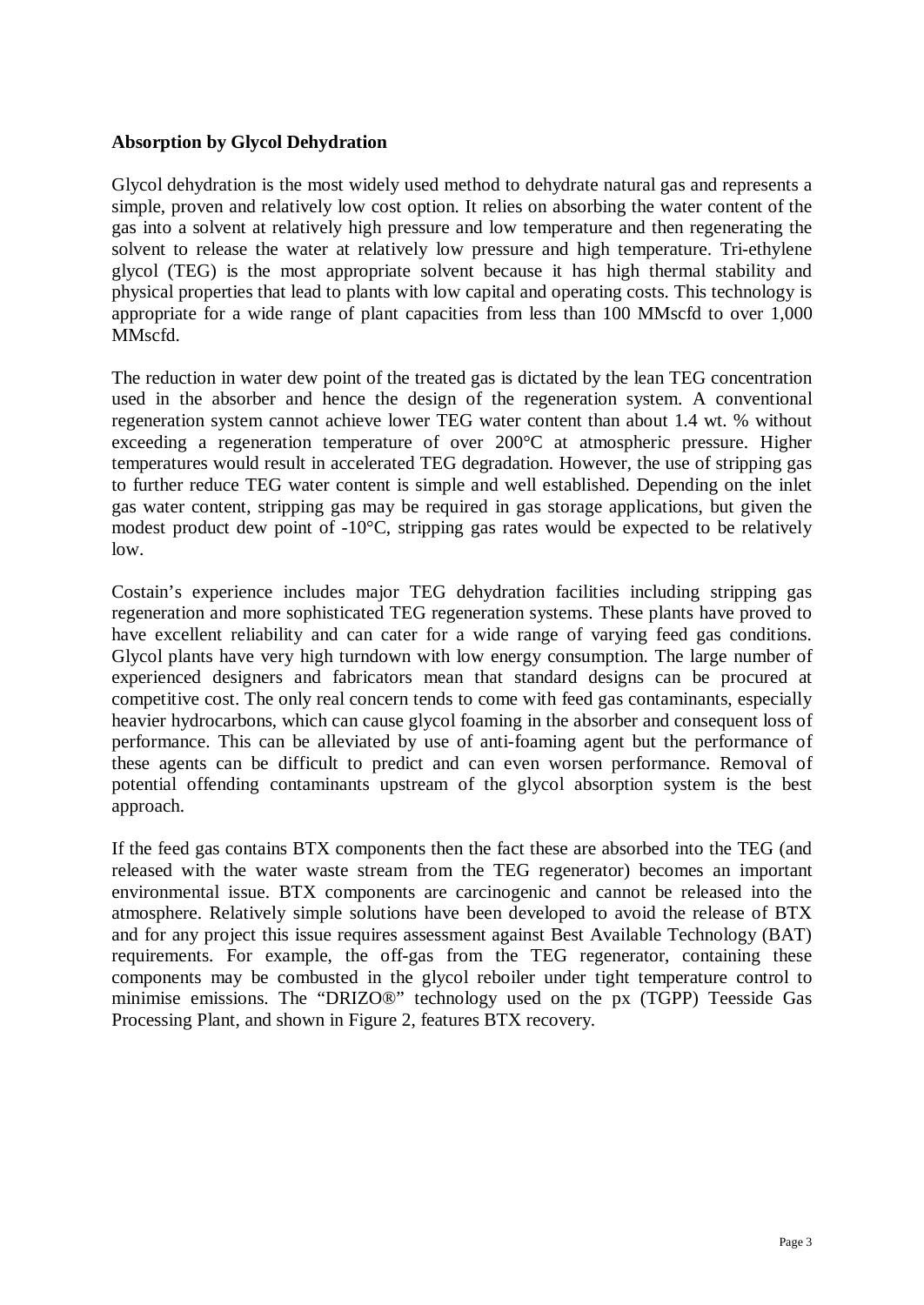**Absorption by Glycol Dehydration**

Glycol dehydration is the most widely used method to dehydrate natural gas and represents a simple, proven and relatively low cost option. It relies on absorbing the water content of the gas into a solvent at relatively high pressure and low temperature and then regenerating the solvent to release the water at relatively low pressure and high temperature. Tri-ethylene glycol (TEG) is the most appropriate solvent because it has high thermal stability and physical properties that lead to plants with low capital and operating costs. This technology is appropriate for a wide range of plant capacities from less than 100 MMscfd to over 1,000 MMscfd.

The reduction in water dew point of the treated gas is dictated by the lean TEG concentration used in the absorber and hence the design of the regeneration system. A conventional regeneration system cannot achieve lower TEG water content than about 1.4 wt. % without exceeding a regeneration temperature of over 200°C at atmospheric pressure. Higher temperatures would result in accelerated TEG degradation. However, the use of stripping gas to further reduce TEG water content is simple and well established. Depending on the inlet gas water content, stripping gas may be required in gas storage applications, but given the modest product dew point of -10°C, stripping gas rates would be expected to be relatively low.

Costain's experience includes major TEG dehydration facilities including stripping gas regeneration and more sophisticated TEG regeneration systems. These plants have proved to have excellent reliability and can cater for a wide range of varying feed gas conditions. Glycol plants have very high turndown with low energy consumption. The large number of experienced designers and fabricators mean that standard designs can be procured at competitive cost. The only real concern tends to come with feed gas contaminants, especially heavier hydrocarbons, which can cause glycol foaming in the absorber and consequent loss of performance. This can be alleviated by use of anti-foaming agent but the performance of these agents can be difficult to predict and can even worsen performance. Removal of potential offending contaminants upstream of the glycol absorption system is the best approach.

If the feed gas contains BTX components then the fact these are absorbed into the TEG (and released with the water waste stream from the TEG regenerator) becomes an important environmental issue. BTX components are carcinogenic and cannot be released into the atmosphere. Relatively simple solutions have been developed to avoid the release of BTX and for any project this issue requires assessment against Best Available Technology (BAT) requirements. For example, the off-gas from the TEG regenerator, containing these components may be combusted in the glycol reboiler under tight temperature control to minimise emissions. The "DRIZO®" technology used on the px (TGPP) Teesside Gas Processing Plant, and shown in Figure 2, features BTX recovery.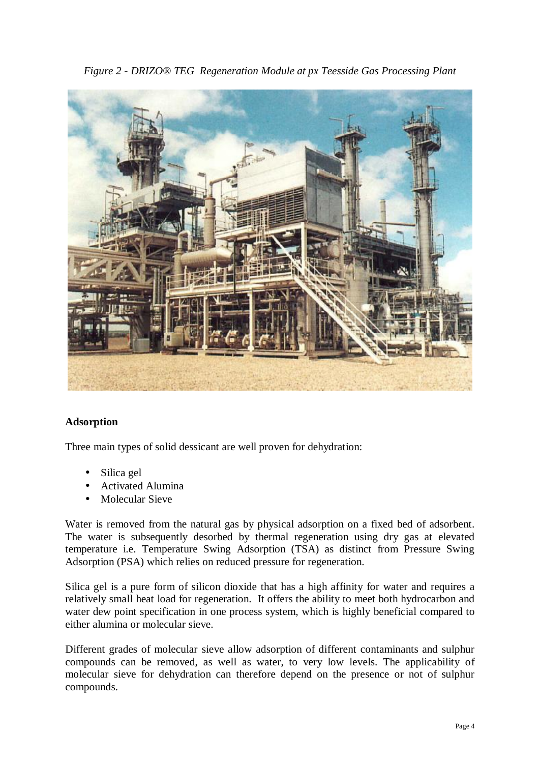*Figure 2 - DRIZO® TEG Regeneration Module at px Teesside Gas Processing Plant*

## Adsorption

Three main types of solid dessicant are well proven for dehydration:

- Silica gel
- Activated Alumina
- Molecular Sieve

Water is removed from the natural gas by physical adsorption on a fixed bed of adsorbent. The water is subsequently desorbed by thermal regeneration using dry gas at elevated temperature i.e. Temperature Swing Adsorption (TSA) as distinct from Pressure Swing Adsorption (PSA) which relies on reduced pressure for regeneration.

Silica gel is a pure form of silicon dioxide that has a high affinity for water and requires a relatively small heat load for regeneration. It offers the ability to meet both hydrocarbon and water dew point specification in one process system, which is highly beneficial compared to either alumina or molecular sieve.

Different grades of molecular sieve allow adsorption of different contaminants and sulphur compounds can be removed, as well as water, to very low levels. The applicability of molecular sieve for dehydration can therefore depend on the presence or not of sulphur compounds.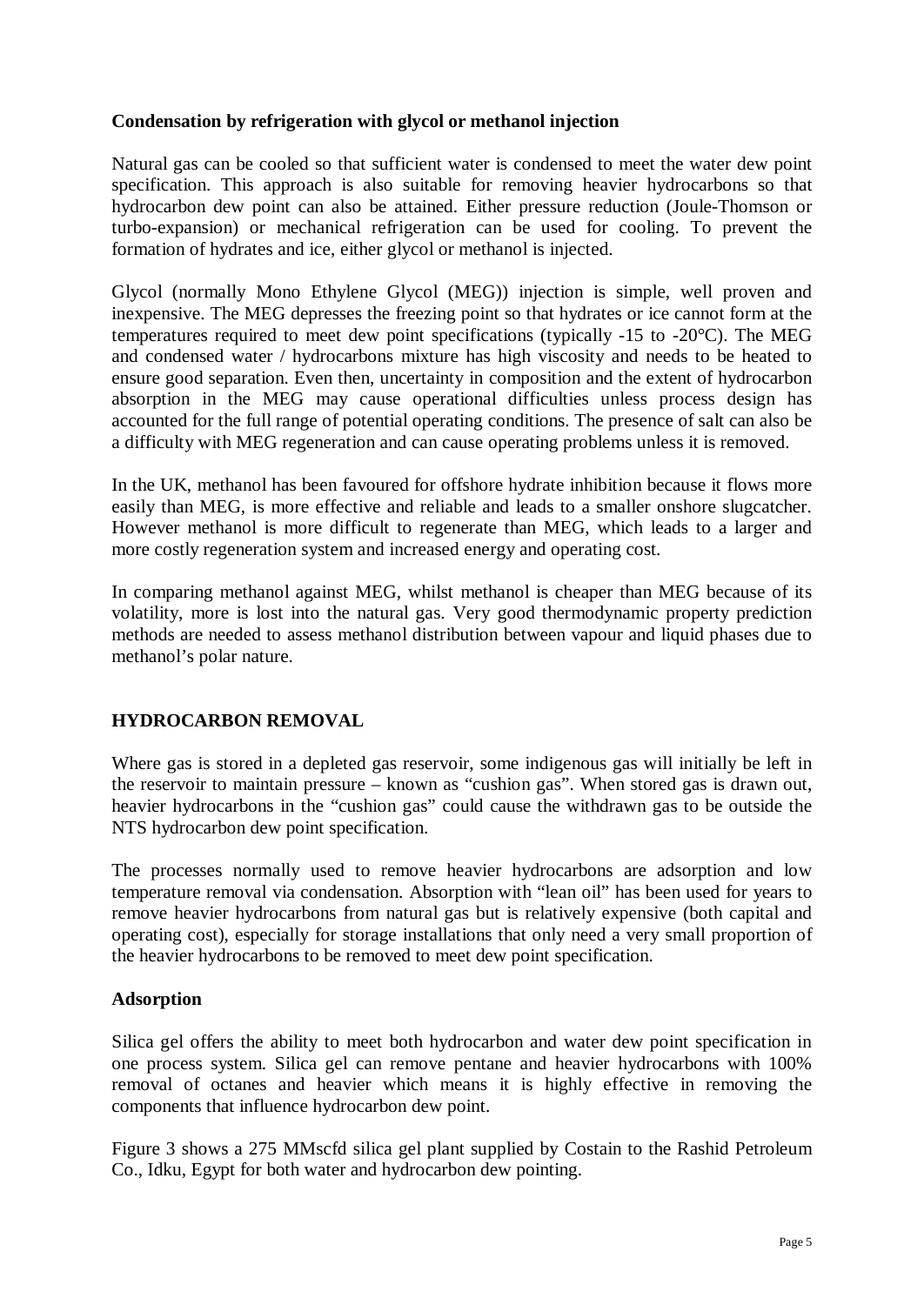### Condensation by refrigeration with glycol or methanol injection

Natural gas can be cooled so that sufficient water is condensed to meet the water dew point specification. This approach is also suitable for removing heavier hydrocarbons so that hydrocarbon dew point can also be attained. Either pressure reduction (Joule-Thomson or turbo-expansion) or mechanical refrigeration can be used for cooling. To prevent the formation of hydrates and ice, either glycol or methanol is injected.

Glycol (normally Mono Ethylene Glycol (MEG)) injection is simple, well proven and inexpensive. The MEG depresses the freezing point so that hydrates or ice cannot form at the temperatures required to meet dew point specifications (typically -15 to -20°C). The MEG and condensed water / hydrocarbons mixture has high viscosity and needs to be heated to ensure good separation. Even then, uncertainty in composition and the extent of hydrocarbon absorption in the MEG may cause operational difficulties unless process design has accounted for the full range of potential operating conditions. The presence of salt can also be a difficulty with MEG regeneration and can cause operating problems unless it is removed.

In the UK, methanol has been favoured for offshore hydrate inhibition because it flows more easily than MEG, is more effective and reliable and leads to a smaller onshore slugcatcher. However methanol is more difficult to regenerate than MEG, which leads to a larger and more costly regeneration system and increased energy and operating cost.

In comparing methanol against MEG, whilst methanol is cheaper than MEG because of its volatility, more is lost into the natural gas. Very good thermodynamic property prediction methods are needed to assess methanol distribution between vapour and liquid phases due to methanol's polar nature.

## HYDROCARBON REMOVAL

Where gas is stored in a depleted gas reservoir, some indigenous gas will initially be left in the reservoir to maintain pressure – known as "cushion gas". When stored gas is drawn out, heavier hydrocarbons in the "cushion gas" could cause the withdrawn gas to be outside the NTS hydrocarbon dew point specification.

The processes normally used to remove heavier hydrocarbons are adsorption and low temperature removal via condensation. Absorption with "lean oil" has been used for years to remove heavier hydrocarbons from natural gas but is relatively expensive (both capital and operating cost), especially for storage installations that only need a very small proportion of the heavier hydrocarbons to be removed to meet dew point specification.

### Adsorption

Silica gel offers the ability to meet both hydrocarbon and water dew point specification in one process system. Silica gel can remove pentane and heavier hydrocarbons with 100% removal of octanes and heavier which means it is highly effective in removing the components that influence hydrocarbon dew point.

Figure 3 shows a 275 MMscfd silica gel plant supplied by Costain to the Rashid Petroleum Co., Idku, Egypt for both water and hydrocarbon dew pointing.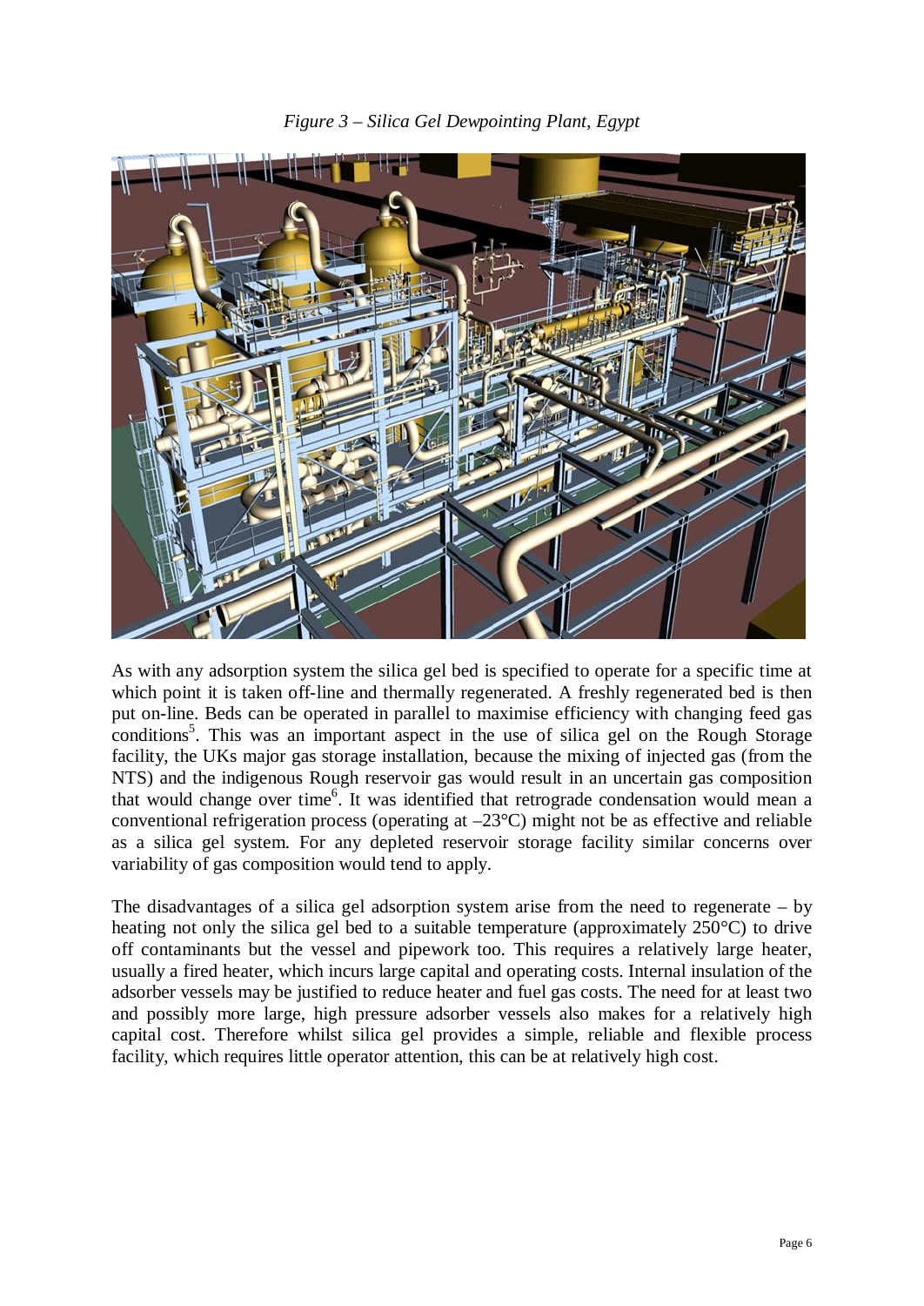*Figure 3 – Silica Gel Dewpointing Plant, Egypt*

As with any adsorption system the silica gel bed is specified to operate for a specific time at which point it is taken off-line and thermally regenerated. A freshly regenerated bed is then put on-line. Beds can be operated in parallel to maximise efficiency with changing feed gas conditions[5]. This was an important aspect in the use of silica gel on the Rough Storage facility, the UKs major gas storage installation, because the mixing of injected gas (from the NTS) and the indigenous Rough reservoir gas would result in an uncertain gas composition that would change over time[6]. It was identified that retrograde condensation would mean a conventional refrigeration process (operating at –23°C) might not be as effective and reliable as a silica gel system. For any depleted reservoir storage facility similar concerns over variability of gas composition would tend to apply.

The disadvantages of a silica gel adsorption system arise from the need to regenerate – by heating not only the silica gel bed to a suitable temperature (approximately 250°C) to drive off contaminants but the vessel and pipework too. This requires a relatively large heater, usually a fired heater, which incurs large capital and operating costs. Internal insulation of the adsorber vessels may be justified to reduce heater and fuel gas costs. The need for at least two and possibly more large, high pressure adsorber vessels also makes for a relatively high capital cost. Therefore whilst silica gel provides a simple, reliable and flexible process facility, which requires little operator attention, this can be at relatively high cost.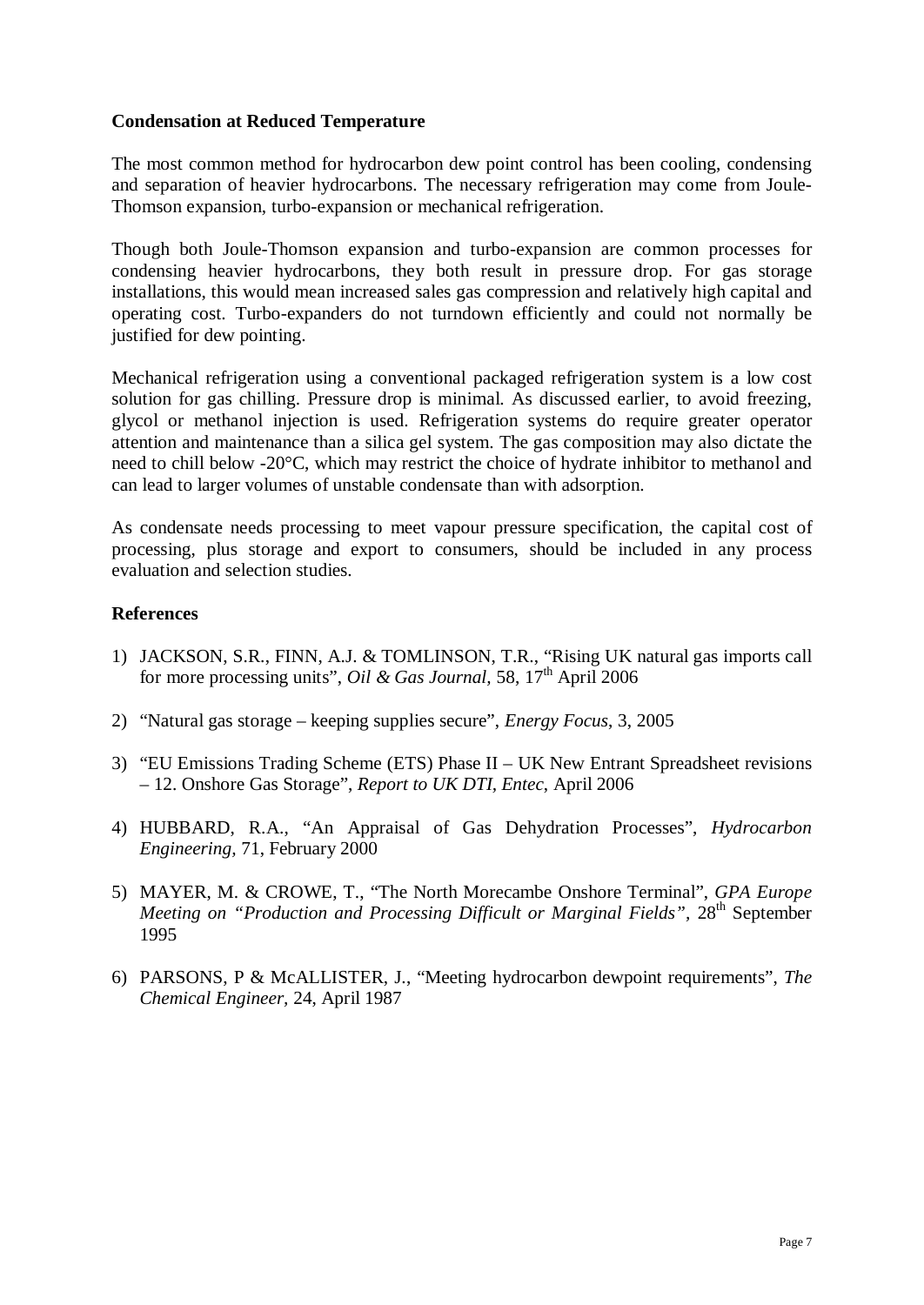**Condensation at Reduced Temperature**

The most common method for hydrocarbon dew point control has been cooling, condensing and separation of heavier hydrocarbons. The necessary refrigeration may come from Joule-Thomson expansion, turbo-expansion or mechanical refrigeration.

Though both Joule-Thomson expansion and turbo-expansion are common processes for condensing heavier hydrocarbons, they both result in pressure drop. For gas storage installations, this would mean increased sales gas compression and relatively high capital and operating cost. Turbo-expanders do not turndown efficiently and could not normally be justified for dew pointing.

Mechanical refrigeration using a conventional packaged refrigeration system is a low cost solution for gas chilling. Pressure drop is minimal. As discussed earlier, to avoid freezing, glycol or methanol injection is used. Refrigeration systems do require greater operator attention and maintenance than a silica gel system. The gas composition may also dictate the need to chill below -20°C, which may restrict the choice of hydrate inhibitor to methanol and can lead to larger volumes of unstable condensate than with adsorption.

As condensate needs processing to meet vapour pressure specification, the capital cost of processing, plus storage and export to consumers, should be included in any process evaluation and selection studies.

**References**

1) JACKSON, S.R., FINN, A.J. & TOMLINSON, T.R., "Rising UK natural gas imports call for more processing units", *Oil & Gas Journal*, 58, 17th April 2006

2) "Natural gas storage – keeping supplies secure", *Energy Focus*, 3, 2005

3) "EU Emissions Trading Scheme (ETS) Phase II – UK New Entrant Spreadsheet revisions – 12. Onshore Gas Storage", *Report to UK DTI, Entec*, April 2006

4) HUBBARD, R.A., "An Appraisal of Gas Dehydration Processes", *Hydrocarbon Engineering*, 71, February 2000

5) MAYER, M. & CROWE, T., "The North Morecambe Onshore Terminal", *GPA Europe Meeting on "Production and Processing Difficult or Marginal Fields"*, 28th September 1995

6) PARSONS, P & McALLISTER, J., "Meeting hydrocarbon dewpoint requirements", *The Chemical Engineer*, 24, April 1987